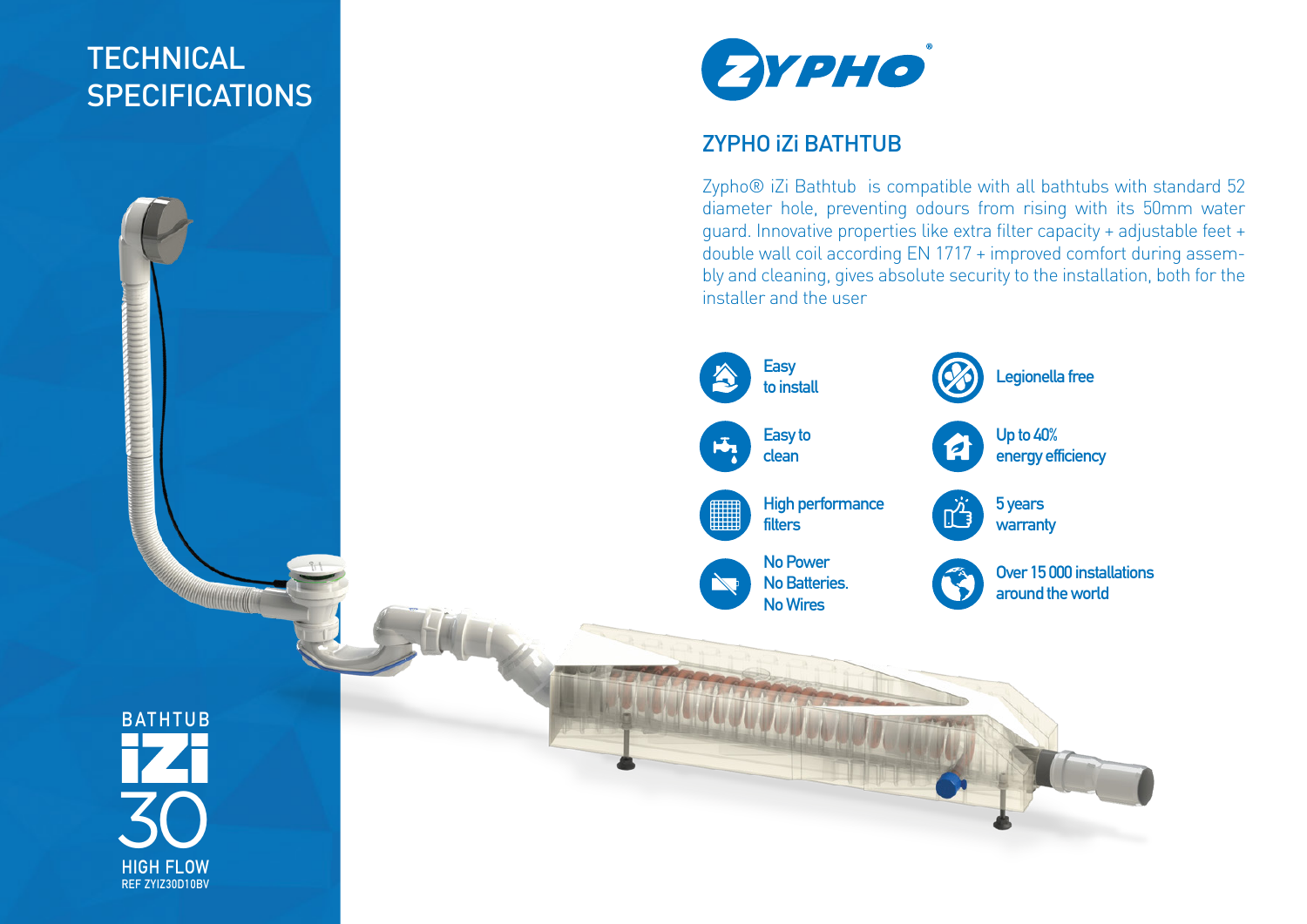# TECHNICAL SPECIFICATIONS

ZYPHO®

## ZYPHO iZi BATHTUB

Zypho® iZi Bathtub is compatible with all bathtubs with standard 52 diameter hole, preventing odours from rising with its 50mm water guard. Innovative properties like extra filter capacity + adjustable feet + double wall coil according EN 1717 + improved comfort during assembly and cleaning, gives absolute security to the installation, both for the installer and the user

- Easy to install
- Easy to clean
- High performance filters
- No Power No Batteries. No Wires
- Legionella free
- Up to 40% energy efficiency
- 5 years warranty
- Over 15 000 installations around the world

BATHTUB iZi 30

HIGH FLOW

REF ZYIZ30D10BV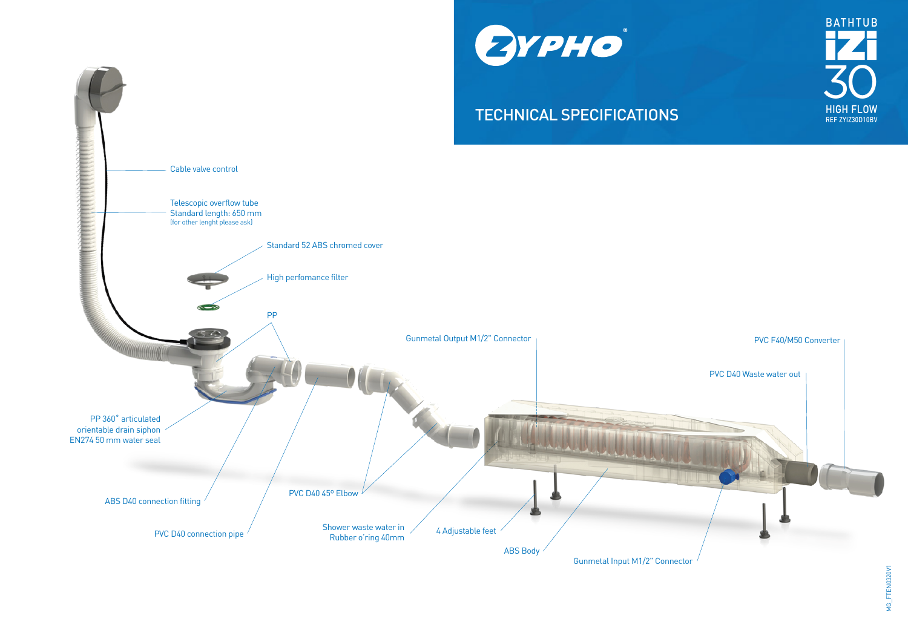**ZYPHO®**

**BATHTUB IZI 30 HIGH FLOW**
REF ZYIZ30D10BV

# TECHNICAL SPECIFICATIONS

- Cable valve control
- Telescopic overflow tube
  Standard length: 650 mm
  (for other lenght please ask)
- Standard 52 ABS chromed cover
- High perfomance filter
- PP
- PP 360° articulated orientable drain siphon EN274 50 mm water seal
- ABS D40 connection fitting
- PVC D40 connection pipe
- PVC D40 45º Elbow
- Shower waste water in
  Rubber o'ring 40mm
- 4 Adjustable feet
- ABS Body
- Gunmetal Output M1/2" Connector
- Gunmetal Input M1/2" Connector
- PVC D40 Waste water out
- PVC F40/M50 Converter

MG_FTEN0320V1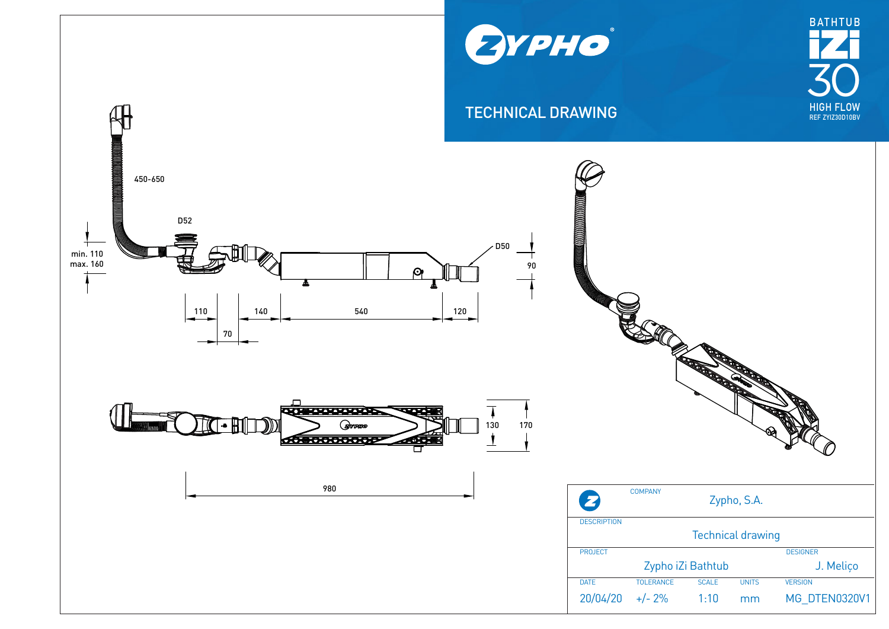# ZYPHO®

## TECHNICAL DRAWING

BATHTUB
iZi
30
HIGH FLOW
REF ZYIZ30D10BV

450-650

D52

min. 110
max. 160

D50

90

110
140
540
120
70

130
170

980

| | | | | |
|---|---|---|---|---|
| COMPANY | Zypho, S.A. | | | |
| DESCRIPTION | Technical drawing | | | |
| PROJECT | Zypho iZi Bathtub | | DESIGNER | J. Meliço |
| DATE | TOLERANCE | SCALE | UNITS | VERSION |
| 20/04/20 | +/- 2% | 1:10 | mm | MG_DTEN0320V1 |